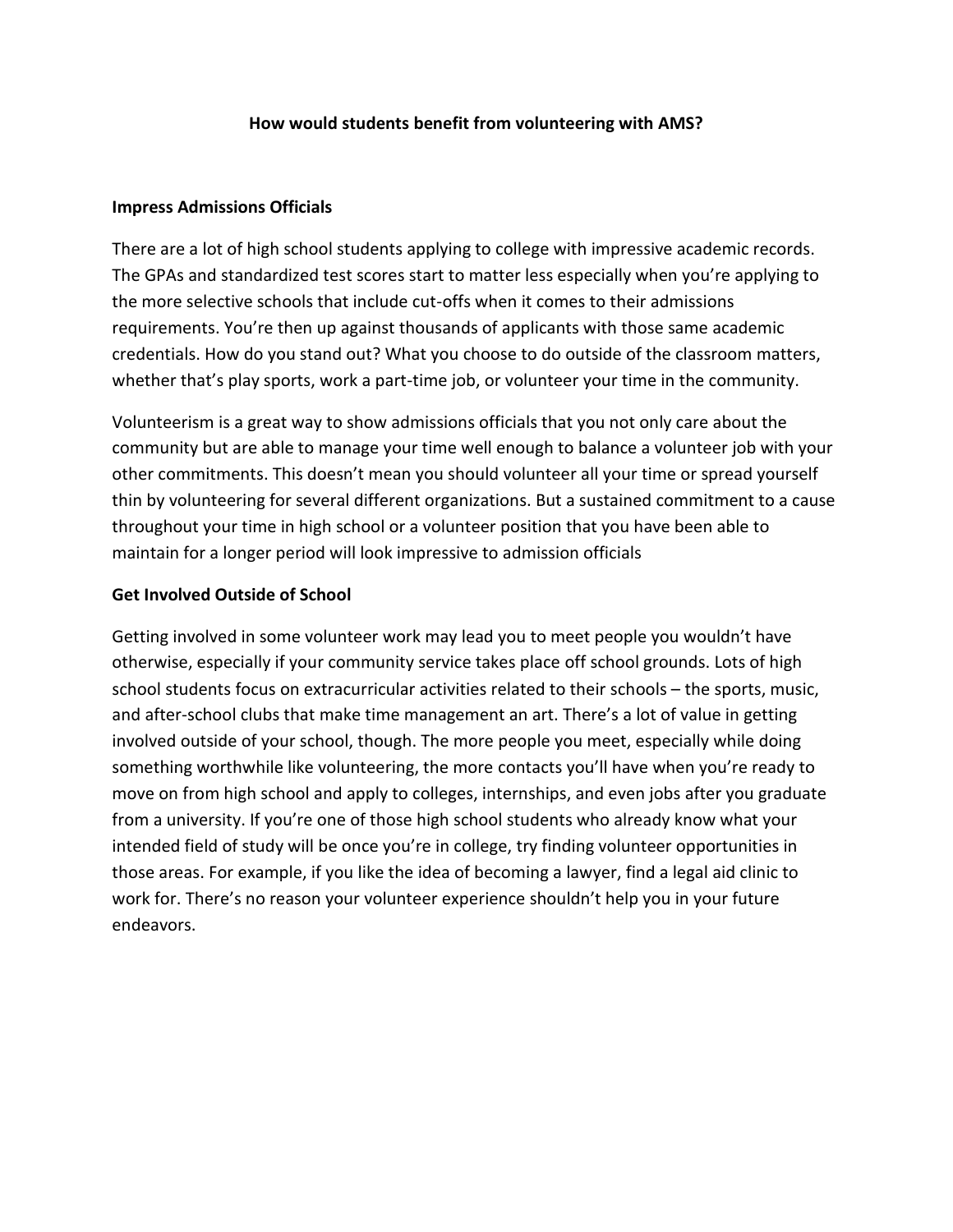**How would students benefit from volunteering with AMS?**

**Impress Admissions Officials**

There are a lot of high school students applying to college with impressive academic records. The GPAs and standardized test scores start to matter less especially when you're applying to the more selective schools that include cut-offs when it comes to their admissions requirements. You're then up against thousands of applicants with those same academic credentials. How do you stand out? What you choose to do outside of the classroom matters, whether that's play sports, work a part-time job, or volunteer your time in the community.

Volunteerism is a great way to show admissions officials that you not only care about the community but are able to manage your time well enough to balance a volunteer job with your other commitments. This doesn't mean you should volunteer all your time or spread yourself thin by volunteering for several different organizations. But a sustained commitment to a cause throughout your time in high school or a volunteer position that you have been able to maintain for a longer period will look impressive to admission officials

**Get Involved Outside of School**

Getting involved in some volunteer work may lead you to meet people you wouldn't have otherwise, especially if your community service takes place off school grounds. Lots of high school students focus on extracurricular activities related to their schools – the sports, music, and after-school clubs that make time management an art. There's a lot of value in getting involved outside of your school, though. The more people you meet, especially while doing something worthwhile like volunteering, the more contacts you'll have when you're ready to move on from high school and apply to colleges, internships, and even jobs after you graduate from a university. If you're one of those high school students who already know what your intended field of study will be once you're in college, try finding volunteer opportunities in those areas. For example, if you like the idea of becoming a lawyer, find a legal aid clinic to work for. There's no reason your volunteer experience shouldn't help you in your future endeavors.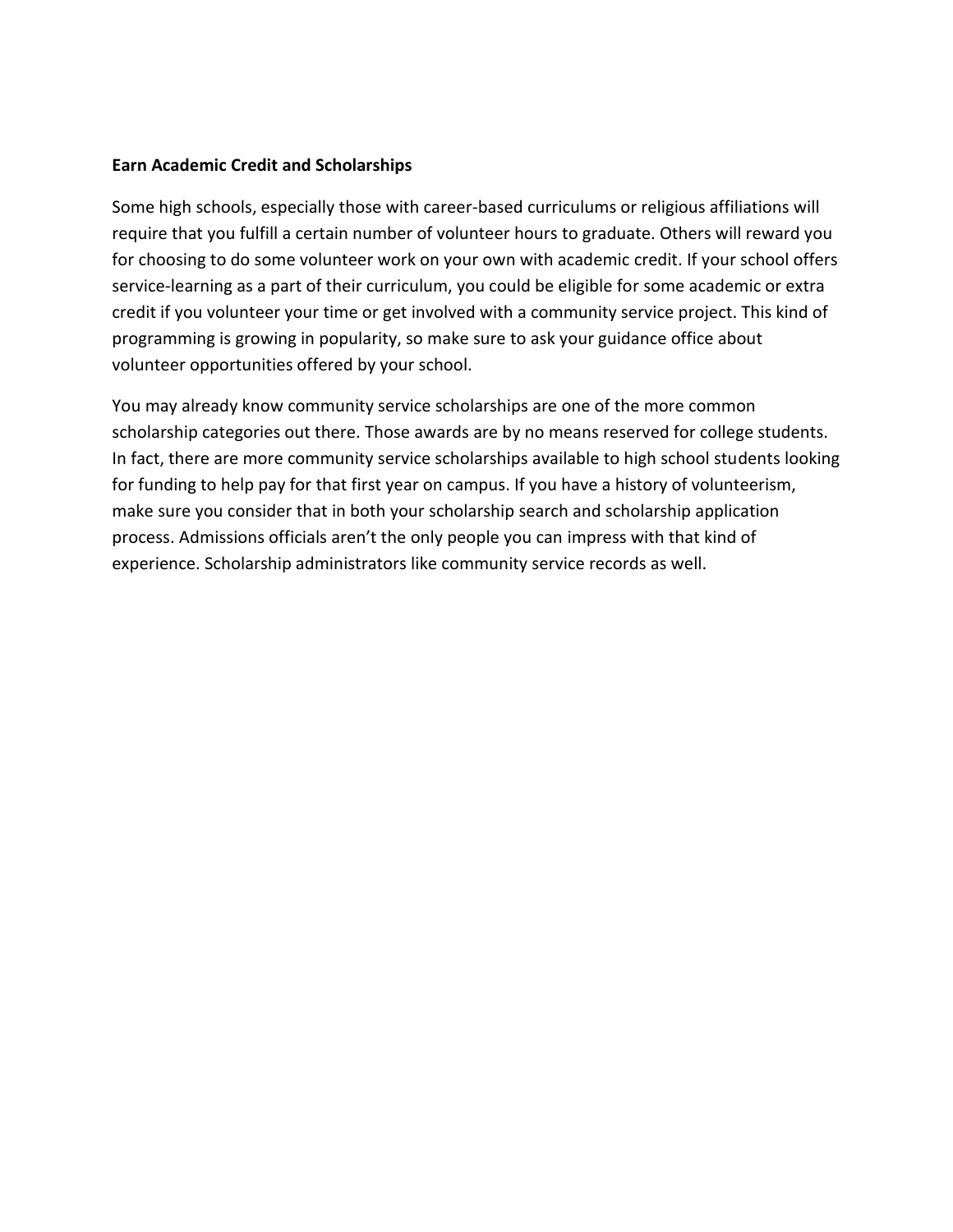**Earn Academic Credit and Scholarships**

Some high schools, especially those with career-based curriculums or religious affiliations will require that you fulfill a certain number of volunteer hours to graduate. Others will reward you for choosing to do some volunteer work on your own with academic credit. If your school offers service-learning as a part of their curriculum, you could be eligible for some academic or extra credit if you volunteer your time or get involved with a community service project. This kind of programming is growing in popularity, so make sure to ask your guidance office about volunteer opportunities offered by your school.

You may already know community service scholarships are one of the more common scholarship categories out there. Those awards are by no means reserved for college students. In fact, there are more community service scholarships available to high school students looking for funding to help pay for that first year on campus. If you have a history of volunteerism, make sure you consider that in both your scholarship search and scholarship application process. Admissions officials aren't the only people you can impress with that kind of experience. Scholarship administrators like community service records as well.